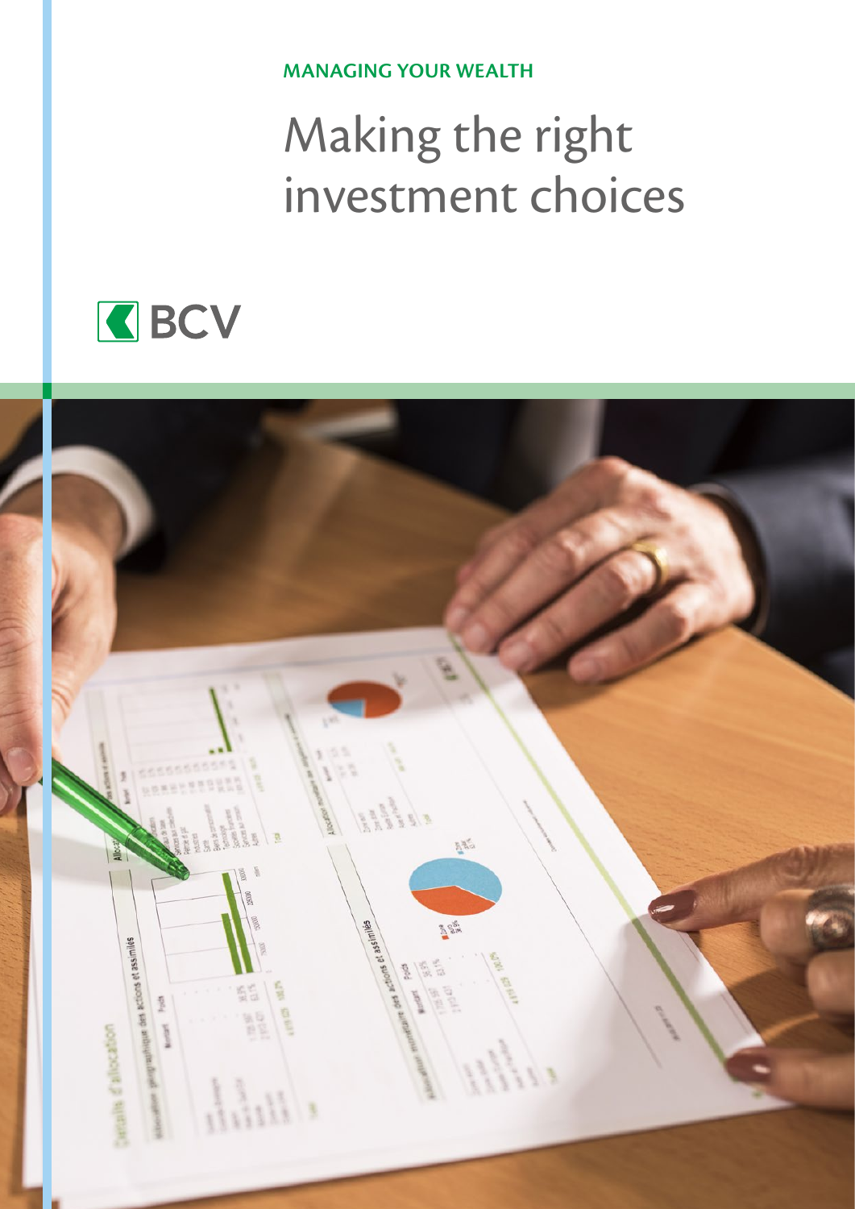MANAGING YOUR WEALTH

# Making the right investment choices

BCV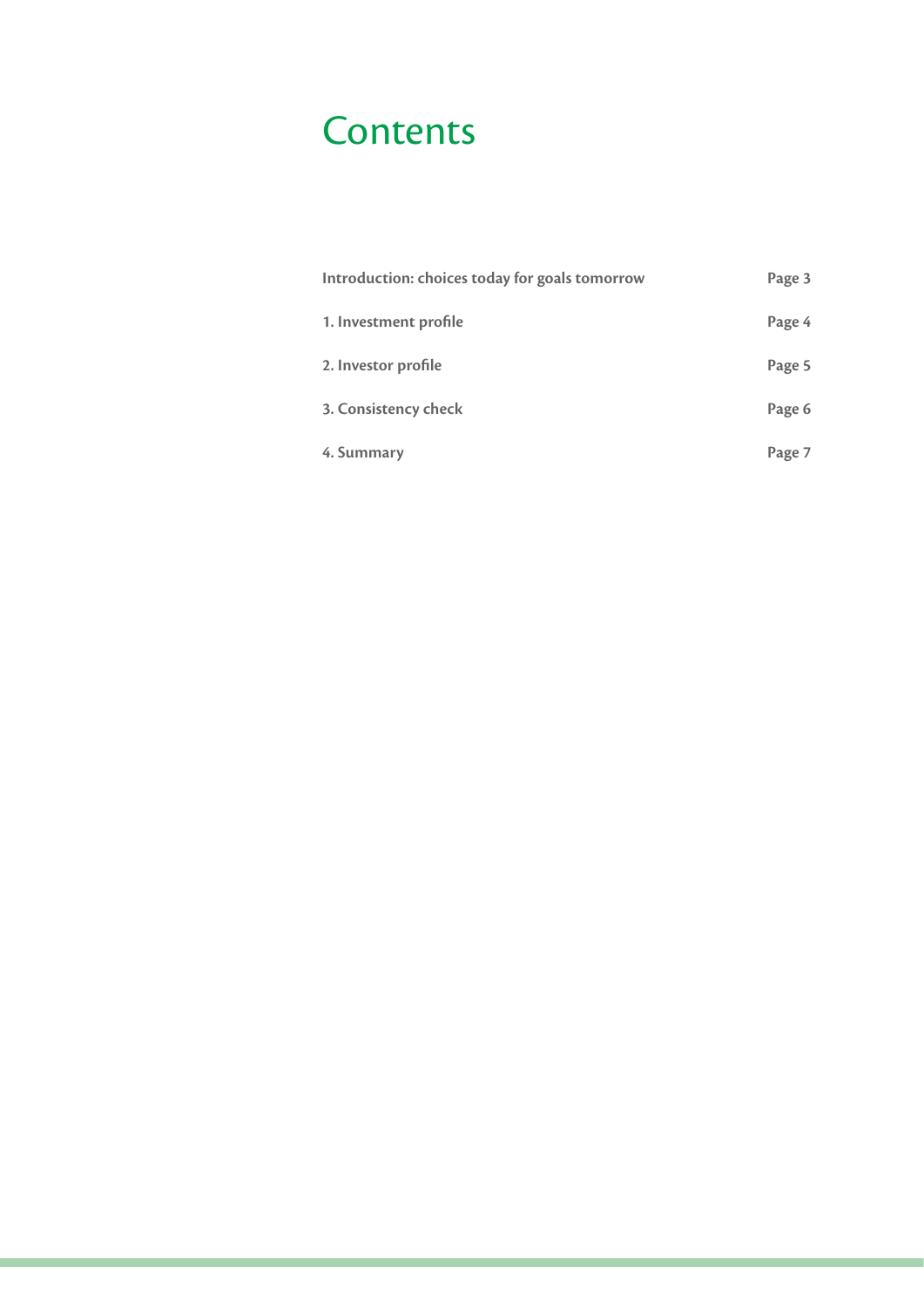# Contents

| | |
|---|---|
| **Introduction: choices today for goals tomorrow** | **Page 3** |
| **1. Investment profile** | **Page 4** |
| **2. Investor profile** | **Page 5** |
| **3. Consistency check** | **Page 6** |
| **4. Summary** | **Page 7** |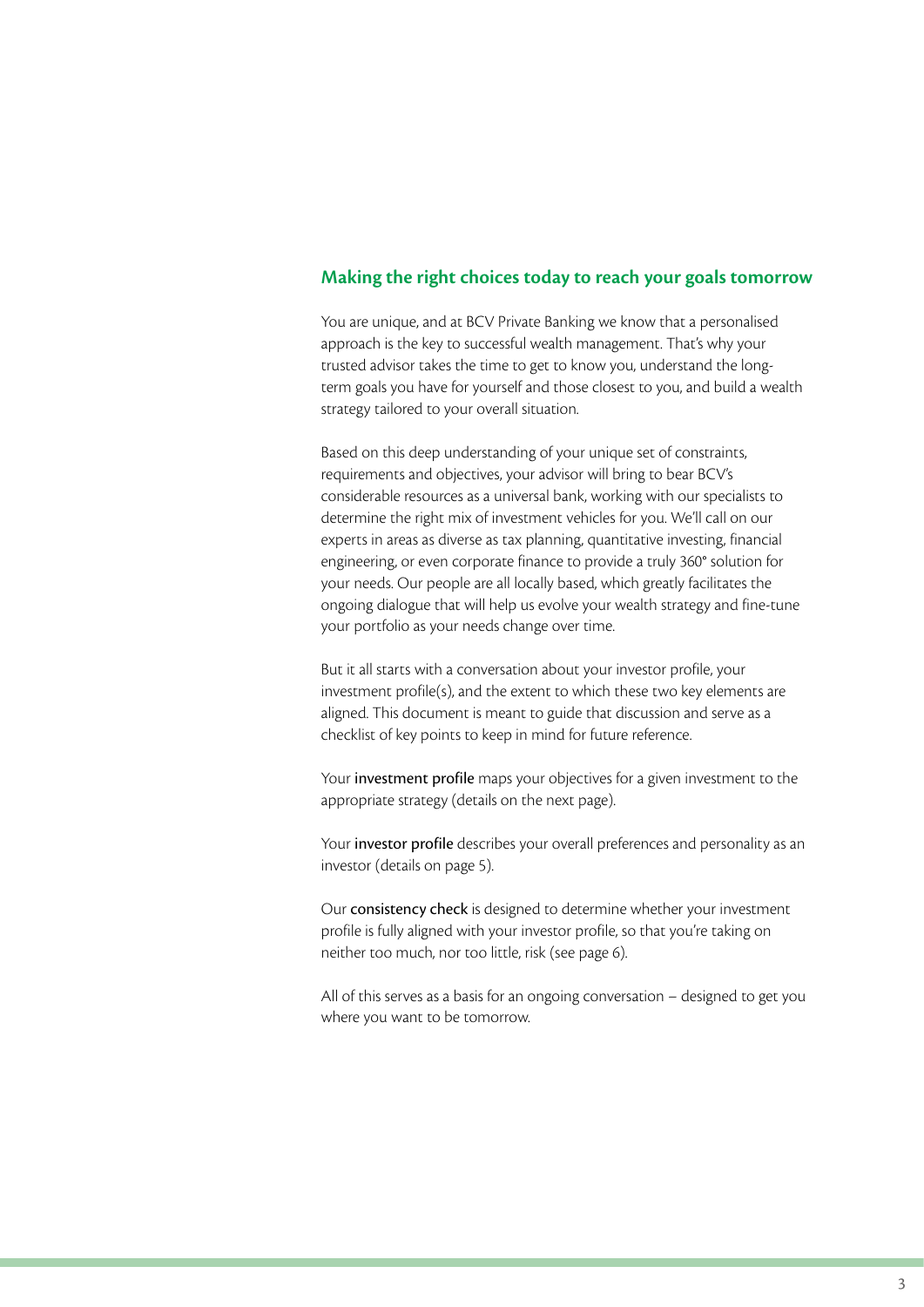## Making the right choices today to reach your goals tomorrow

You are unique, and at BCV Private Banking we know that a personalised approach is the key to successful wealth management. That's why your trusted advisor takes the time to get to know you, understand the long-term goals you have for yourself and those closest to you, and build a wealth strategy tailored to your overall situation.

Based on this deep understanding of your unique set of constraints, requirements and objectives, your advisor will bring to bear BCV's considerable resources as a universal bank, working with our specialists to determine the right mix of investment vehicles for you. We'll call on our experts in areas as diverse as tax planning, quantitative investing, financial engineering, or even corporate finance to provide a truly 360° solution for your needs. Our people are all locally based, which greatly facilitates the ongoing dialogue that will help us evolve your wealth strategy and fine-tune your portfolio as your needs change over time.

But it all starts with a conversation about your investor profile, your investment profile(s), and the extent to which these two key elements are aligned. This document is meant to guide that discussion and serve as a checklist of key points to keep in mind for future reference.

Your **investment profile** maps your objectives for a given investment to the appropriate strategy (details on the next page).

Your **investor profile** describes your overall preferences and personality as an investor (details on page 5).

Our **consistency check** is designed to determine whether your investment profile is fully aligned with your investor profile, so that you're taking on neither too much, nor too little, risk (see page 6).

All of this serves as a basis for an ongoing conversation – designed to get you where you want to be tomorrow.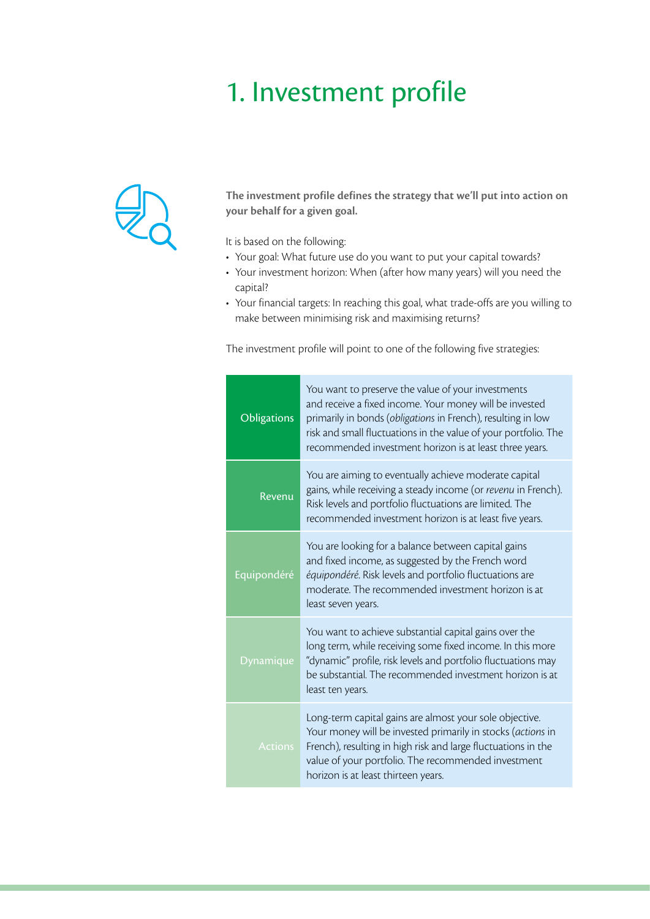# 1. Investment profile

**The investment profile defines the strategy that we'll put into action on your behalf for a given goal.**

It is based on the following:

- Your goal: What future use do you want to put your capital towards?
- Your investment horizon: When (after how many years) will you need the capital?
- Your financial targets: In reaching this goal, what trade-offs are you willing to make between minimising risk and maximising returns?

The investment profile will point to one of the following five strategies:

| Strategy | Description |
|---|---|
| Obligations | You want to preserve the value of your investments and receive a fixed income. Your money will be invested primarily in bonds (*obligations* in French), resulting in low risk and small fluctuations in the value of your portfolio. The recommended investment horizon is at least three years. |
| Revenu | You are aiming to eventually achieve moderate capital gains, while receiving a steady income (or *revenu* in French). Risk levels and portfolio fluctuations are limited. The recommended investment horizon is at least five years. |
| Equipondéré | You are looking for a balance between capital gains and fixed income, as suggested by the French word *équipondéré*. Risk levels and portfolio fluctuations are moderate. The recommended investment horizon is at least seven years. |
| Dynamique | You want to achieve substantial capital gains over the long term, while receiving some fixed income. In this more "dynamic" profile, risk levels and portfolio fluctuations may be substantial. The recommended investment horizon is at least ten years. |
| Actions | Long-term capital gains are almost your sole objective. Your money will be invested primarily in stocks (*actions* in French), resulting in high risk and large fluctuations in the value of your portfolio. The recommended investment horizon is at least thirteen years. |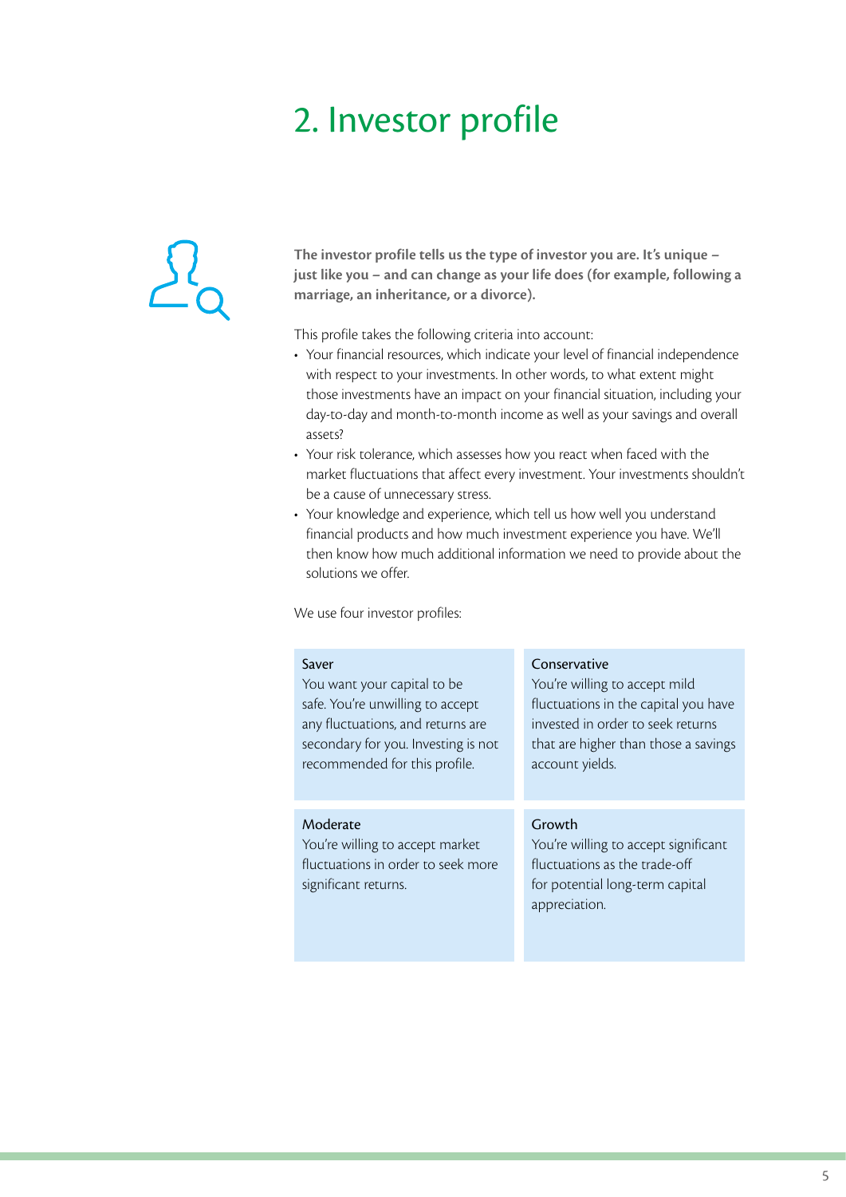# 2. Investor profile

**The investor profile tells us the type of investor you are. It's unique – just like you – and can change as your life does (for example, following a marriage, an inheritance, or a divorce).**

This profile takes the following criteria into account:

- Your financial resources, which indicate your level of financial independence with respect to your investments. In other words, to what extent might those investments have an impact on your financial situation, including your day-to-day and month-to-month income as well as your savings and overall assets?
- Your risk tolerance, which assesses how you react when faced with the market fluctuations that affect every investment. Your investments shouldn't be a cause of unnecessary stress.
- Your knowledge and experience, which tell us how well you understand financial products and how much investment experience you have. We'll then know how much additional information we need to provide about the solutions we offer.

We use four investor profiles:

| Saver | Conservative |
| --- | --- |
| You want your capital to be safe. You're unwilling to accept any fluctuations, and returns are secondary for you. Investing is not recommended for this profile. | You're willing to accept mild fluctuations in the capital you have invested in order to seek returns that are higher than those a savings account yields. |
| **Moderate** | **Growth** |
| You're willing to accept market fluctuations in order to seek more significant returns. | You're willing to accept significant fluctuations as the trade-off for potential long-term capital appreciation. |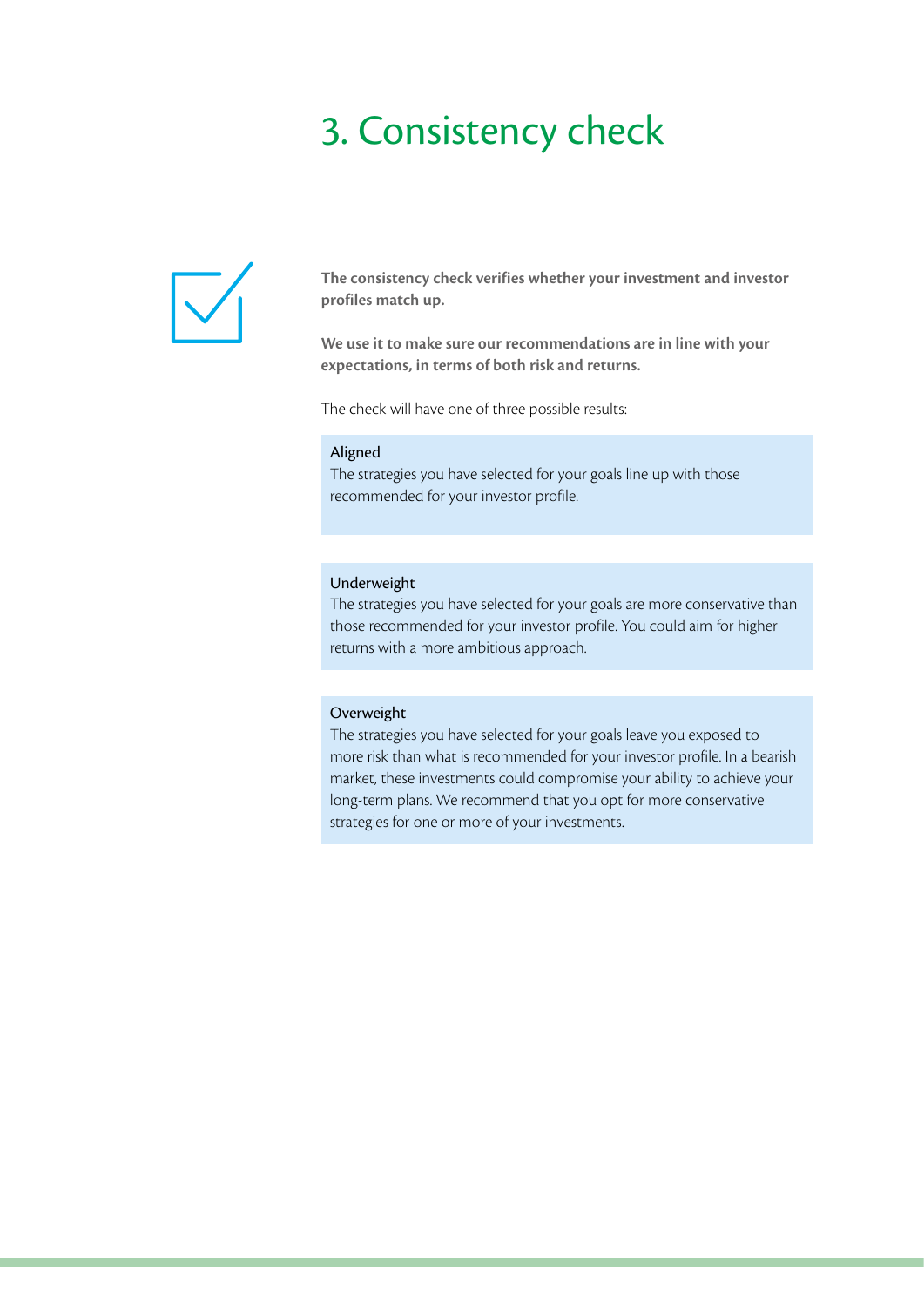# 3. Consistency check

**The consistency check verifies whether your investment and investor profiles match up.**

**We use it to make sure our recommendations are in line with your expectations, in terms of both risk and returns.**

The check will have one of three possible results:

**Aligned**
The strategies you have selected for your goals line up with those recommended for your investor profile.

**Underweight**
The strategies you have selected for your goals are more conservative than those recommended for your investor profile. You could aim for higher returns with a more ambitious approach.

**Overweight**
The strategies you have selected for your goals leave you exposed to more risk than what is recommended for your investor profile. In a bearish market, these investments could compromise your ability to achieve your long-term plans. We recommend that you opt for more conservative strategies for one or more of your investments.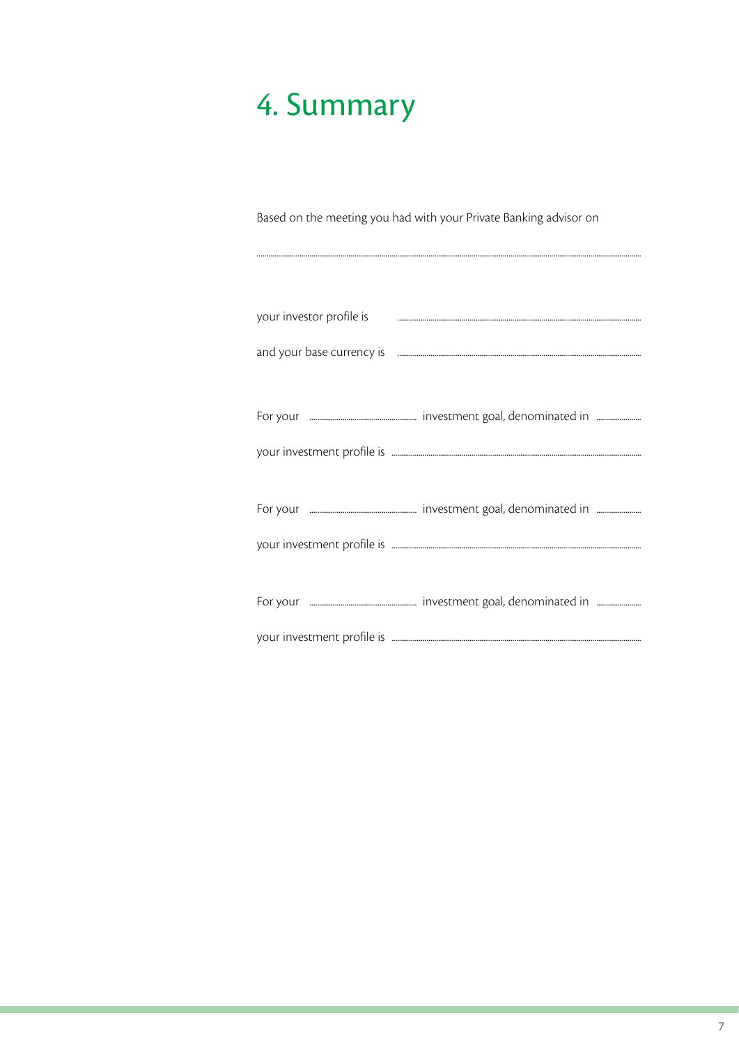# 4. Summary

Based on the meeting you had with your Private Banking advisor on

..........................................................................................................................................................................

your investor profile is ..........................................................................................

and your base currency is ..........................................................................................

For your .............................. investment goal, denominated in ..............

your investment profile is ..........................................................................................

For your .............................. investment goal, denominated in ..............

your investment profile is ..........................................................................................

For your .............................. investment goal, denominated in ..............

your investment profile is ..........................................................................................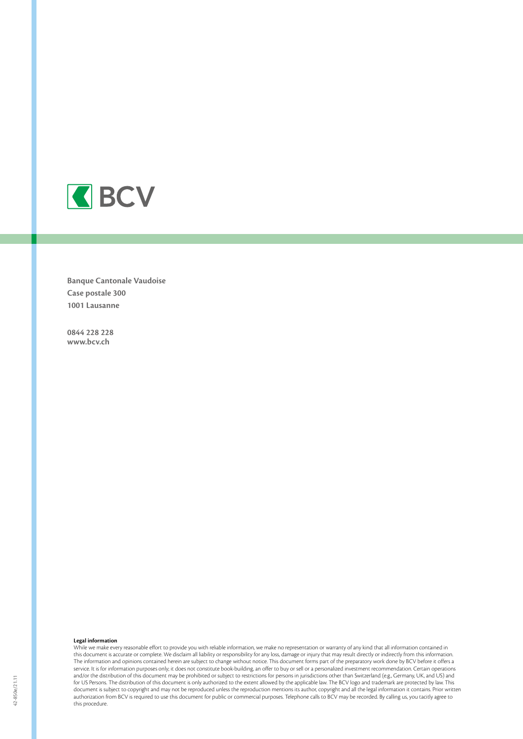BCV

**Banque Cantonale Vaudoise**
**Case postale 300**
**1001 Lausanne**

**0844 228 228**
**www.bcv.ch**

**Legal information**
While we make every reasonable effort to provide you with reliable information, we make no representation or warranty of any kind that all information contained in this document is accurate or complete. We disclaim all liability or responsibility for any loss, damage or injury that may result directly or indirectly from this information. The information and opinions contained herein are subject to change without notice. This document forms part of the preparatory work done by BCV before it offers a service. It is for information purposes only; it does not constitute book-building, an offer to buy or sell or a personalized investment recommendation. Certain operations and/or the distribution of this document may be prohibited or subject to restrictions for persons in jurisdictions other than Switzerland (e.g., Germany, UK, and US) and for US Persons. The distribution of this document is only authorized to the extent allowed by the applicable law. The BCV logo and trademark are protected by law. This document is subject to copyright and may not be reproduced unless the reproduction mentions its author, copyright and all the legal information it contains. Prior written authorization from BCV is required to use this document for public or commercial purposes. Telephone calls to BCV may be recorded. By calling us, you tacitly agree to this procedure.

42-850e/21.11